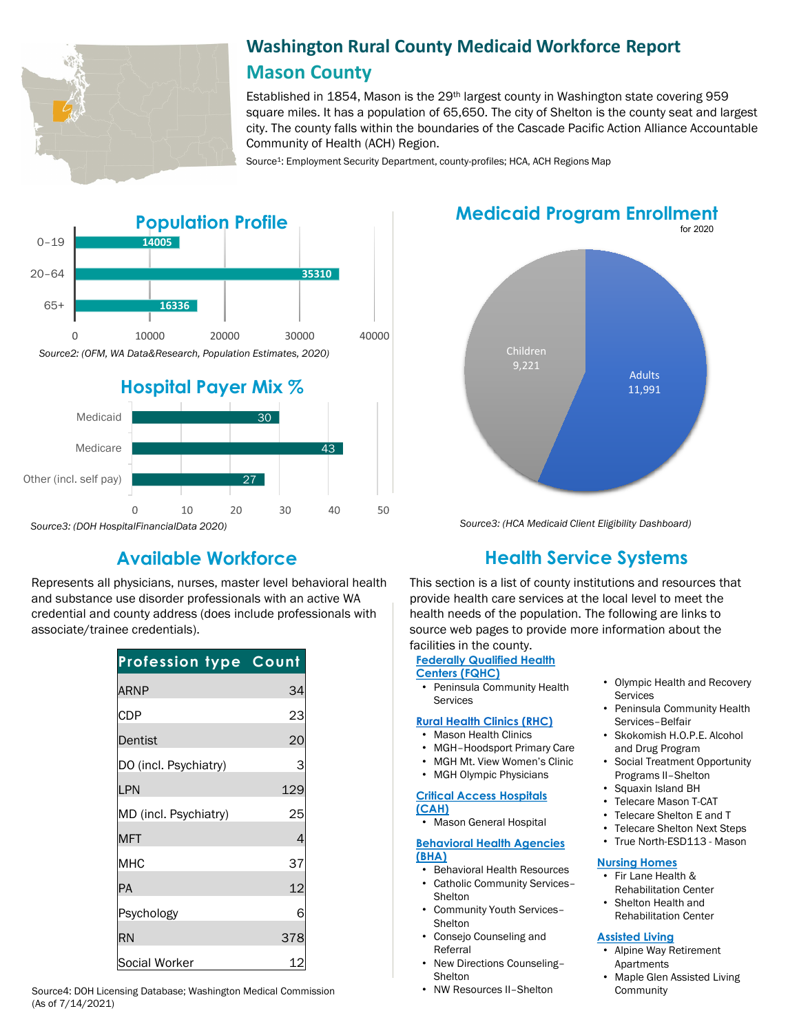# Washington Rural County Medicaid Workforce Report

## Mason County

Established in 1854, Mason is the 29th largest county in Washington state covering 959 square miles. It has a population of 65,650. The city of Shelton is the county seat and largest city. The county falls within the boundaries of the Cascade Pacific Action Alliance Accountable Community of Health (ACH) Region.

Source[1]: Employment Security Department, county-profiles; HCA, ACH Regions Map

## Population Profile

| Age | Population |
|---|---|
| 0–19 | 14005 |
| 20–64 | 35310 |
| 65+ | 16336 |

*Source2: (OFM, WA Data&Research, Population Estimates, 2020)*

## Hospital Payer Mix %

| Payer | % |
|---|---|
| Medicaid | 30 |
| Medicare | 43 |
| Other (incl. self pay) | 27 |

*Source3: (DOH HospitalFinancialData 2020)*

## Medicaid Program Enrollment

for 2020

| Group | Enrollment |
|---|---|
| Children | 9,221 |
| Adults | 11,991 |

*Source3: (HCA Medicaid Client Eligibility Dashboard)*

## Available Workforce

Represents all physicians, nurses, master level behavioral health and substance use disorder professionals with an active WA credential and county address (does include professionals with associate/trainee credentials).

| Profession type | Count |
|---|---|
| ARNP | 34 |
| CDP | 23 |
| Dentist | 20 |
| DO (incl. Psychiatry) | 3 |
| LPN | 129 |
| MD (incl. Psychiatry) | 25 |
| MFT | 4 |
| MHC | 37 |
| PA | 12 |
| Psychology | 6 |
| RN | 378 |
| Social Worker | 12 |

Source4: DOH Licensing Database; Washington Medical Commission (As of 7/14/2021)

## Health Service Systems

This section is a list of county institutions and resources that provide health care services at the local level to meet the health needs of the population. The following are links to source web pages to provide more information about the facilities in the county.

**Federally Qualified Health Centers (FQHC)**
- Peninsula Community Health Services

**Rural Health Clinics (RHC)**
- Mason Health Clinics
- MGH–Hoodsport Primary Care
- MGH Mt. View Women's Clinic
- MGH Olympic Physicians

**Critical Access Hospitals (CAH)**
- Mason General Hospital

**Behavioral Health Agencies (BHA)**
- Behavioral Health Resources
- Catholic Community Services–Shelton
- Community Youth Services–Shelton
- Consejo Counseling and Referral
- New Directions Counseling–Shelton
- NW Resources II–Shelton
- Olympic Health and Recovery Services
- Peninsula Community Health Services–Belfair
- Skokomish H.O.P.E. Alcohol and Drug Program
- Social Treatment Opportunity Programs II–Shelton
- Squaxin Island BH
- Telecare Mason T-CAT
- Telecare Shelton E and T
- Telecare Shelton Next Steps
- True North-ESD113 - Mason

**Nursing Homes**
- Fir Lane Health & Rehabilitation Center
- Shelton Health and Rehabilitation Center

**Assisted Living**
- Alpine Way Retirement Apartments
- Maple Glen Assisted Living Community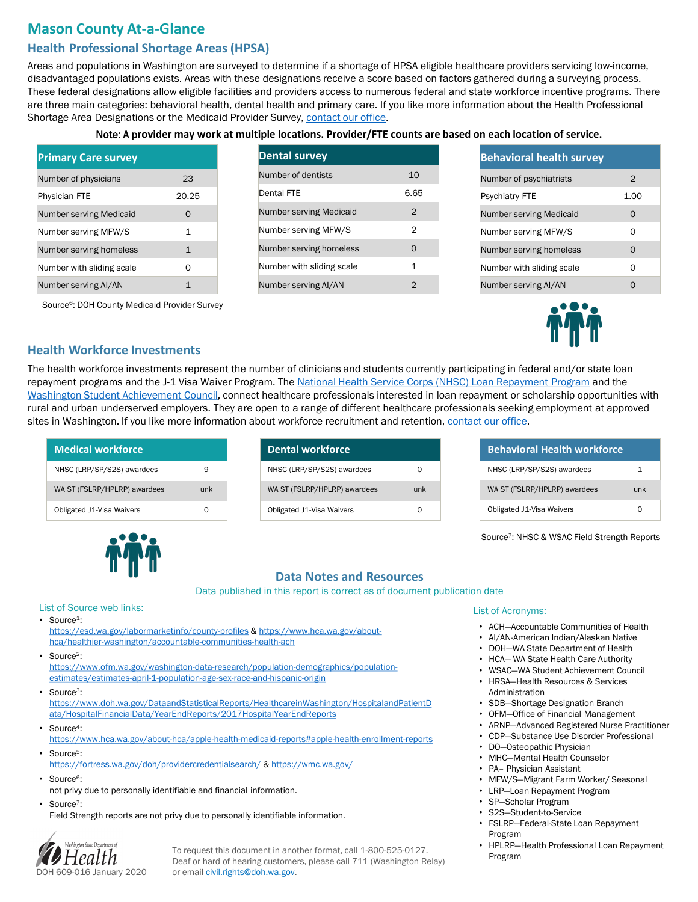# Mason County At-a-Glance

## Health Professional Shortage Areas (HPSA)

Areas and populations in Washington are surveyed to determine if a shortage of HPSA eligible healthcare providers servicing low-income, disadvantaged populations exists. Areas with these designations receive a score based on factors gathered during a surveying process. These federal designations allow eligible facilities and providers access to numerous federal and state workforce incentive programs. There are three main categories: behavioral health, dental health and primary care. If you like more information about the Health Professional Shortage Area Designations or the Medicaid Provider Survey, contact our office.

**Note: A provider may work at multiple locations. Provider/FTE counts are based on each location of service.**

| Primary Care survey | |
|---|---|
| Number of physicians | 23 |
| Physician FTE | 20.25 |
| Number serving Medicaid | 0 |
| Number serving MFW/S | 1 |
| Number serving homeless | 1 |
| Number with sliding scale | 0 |
| Number serving AI/AN | 1 |

| Dental survey | |
|---|---|
| Number of dentists | 10 |
| Dental FTE | 6.65 |
| Number serving Medicaid | 2 |
| Number serving MFW/S | 2 |
| Number serving homeless | 0 |
| Number with sliding scale | 1 |
| Number serving AI/AN | 2 |

| Behavioral health survey | |
|---|---|
| Number of psychiatrists | 2 |
| Psychiatry FTE | 1.00 |
| Number serving Medicaid | 0 |
| Number serving MFW/S | 0 |
| Number serving homeless | 0 |
| Number with sliding scale | 0 |
| Number serving AI/AN | 0 |

Source[6]: DOH County Medicaid Provider Survey

## Health Workforce Investments

The health workforce investments represent the number of clinicians and students currently participating in federal and/or state loan repayment programs and the J-1 Visa Waiver Program. The National Health Service Corps (NHSC) Loan Repayment Program and the Washington Student Achievement Council, connect healthcare professionals interested in loan repayment or scholarship opportunities with rural and urban underserved employers. They are open to a range of different healthcare professionals seeking employment at approved sites in Washington. If you like more information about workforce recruitment and retention, contact our office.

| Medical workforce | |
|---|---|
| NHSC (LRP/SP/S2S) awardees | 9 |
| WA ST (FSLRP/HPLRP) awardees | unk |
| Obligated J1-Visa Waivers | 0 |

| Dental workforce | |
|---|---|
| NHSC (LRP/SP/S2S) awardees | 0 |
| WA ST (FSLRP/HPLRP) awardees | unk |
| Obligated J1-Visa Waivers | 0 |

| Behavioral Health workforce | |
|---|---|
| NHSC (LRP/SP/S2S) awardees | 1 |
| WA ST (FSLRP/HPLRP) awardees | unk |
| Obligated J1-Visa Waivers | 0 |

Source[7]: NHSC & WSAC Field Strength Reports

## Data Notes and Resources

Data published in this report is correct as of document publication date

List of Source web links:

- Source[1]: https://esd.wa.gov/labormarketinfo/county-profiles & https://www.hca.wa.gov/about-hca/healthier-washington/accountable-communities-health-ach
- Source[2]: https://www.ofm.wa.gov/washington-data-research/population-demographics/population-estimates/estimates-april-1-population-age-sex-race-and-hispanic-origin
- Source[3]: https://www.doh.wa.gov/DataandStatisticalReports/HealthcareinWashington/HospitalandPatientData/HospitalFinancialData/YearEndReports/2017HospitalYearEndReports
- Source[4]: https://www.hca.wa.gov/about-hca/apple-health-medicaid-reports#apple-health-enrollment-reports
- Source[5]: https://fortress.wa.gov/doh/providercredentialsearch/ & https://wmc.wa.gov/
- Source[6]: not privy due to personally identifiable and financial information.
- Source[7]: Field Strength reports are not privy due to personally identifiable information.

List of Acronyms:

- ACH—Accountable Communities of Health
- AI/AN-American Indian/Alaskan Native
- DOH—WA State Department of Health
- HCA— WA State Health Care Authority
- WSAC—WA Student Achievement Council
- HRSA—Health Resources & Services Administration
- SDB—Shortage Designation Branch
- OFM—Office of Financial Management
- ARNP—Advanced Registered Nurse Practitioner
- CDP—Substance Use Disorder Professional
- DO—Osteopathic Physician
- MHC—Mental Health Counselor
- PA– Physician Assistant
- MFW/S—Migrant Farm Worker/ Seasonal
- LRP—Loan Repayment Program
- SP—Scholar Program
- S2S—Student-to-Service
- FSLRP—Federal-State Loan Repayment Program
- HPLRP—Health Professional Loan Repayment Program

Washington State Department of Health

DOH 609-016 January 2020

To request this document in another format, call 1-800-525-0127. Deaf or hard of hearing customers, please call 711 (Washington Relay) or email civil.rights@doh.wa.gov.